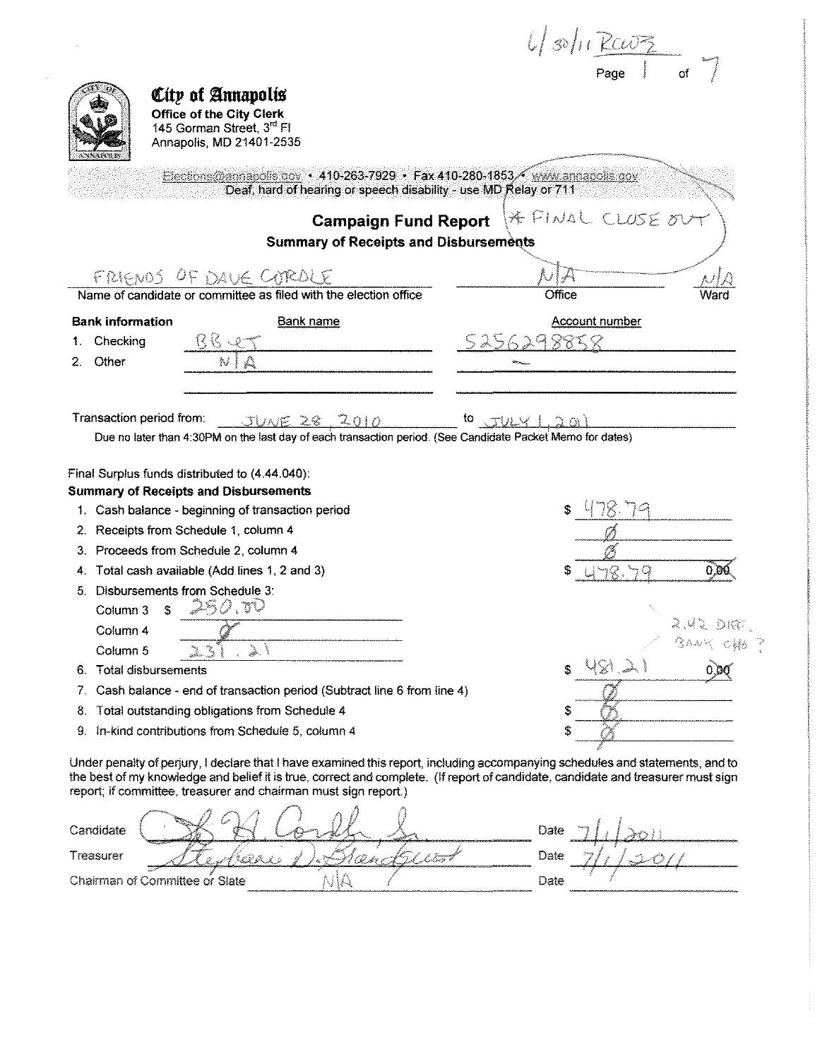6/30/11 Rcvd

# City of Annapolis

**Office of the City Clerk**
145 Gorman Street, 3rd Fl
Annapolis, MD 21401-2535

Elections@annapolis.gov • 410-263-7929 • Fax 410-280-1853 • www.annapolis.gov
Deaf, hard of hearing or speech disability - use MD Relay or 711

## Campaign Fund Report

**Summary of Receipts and Disbursements**

* FINAL CLOSE OUT

| FRIENDS OF DAVE CORDLE | N/A | N/A |
|---|---|---|
| Name of candidate or committee as filed with the election office | Office | Ward |

| **Bank information** | Bank name | Account number |
|---|---|---|
| 1. Checking | BB&T | 5256298858 |
| 2. Other | N/A | — |

Transaction period from: JUNE 28, 2010 to JULY 1, 2011

Due no later than 4:30PM on the last day of each transaction period. (See Candidate Packet Memo for dates)

Final Surplus funds distributed to (4.44.040):

**Summary of Receipts and Disbursements**

| | | |
|---|---|---|
| 1. Cash balance - beginning of transaction period | | $ 478.79 |
| 2. Receipts from Schedule 1, column 4 | | Ø |
| 3. Proceeds from Schedule 2, column 4 | | Ø |
| 4. Total cash available (Add lines 1, 2 and 3) | | $ 478.79 ~~0.00~~ |
| 5. Disbursements from Schedule 3: | | |
| Column 3 | $ 250.00 | |
| Column 4 | Ø | |
| Column 5 | 231.21 | 2.42 DIFF. BANK CHG ? |
| 6. Total disbursements | | $ 481.21 ~~0.00~~ |
| 7. Cash balance - end of transaction period (Subtract line 6 from line 4) | | Ø |
| 8. Total outstanding obligations from Schedule 4 | | $ Ø |
| 9. In-kind contributions from Schedule 5, column 4 | | $ Ø |

Under penalty of perjury, I declare that I have examined this report, including accompanying schedules and statements, and to the best of my knowledge and belief it is true, correct and complete. (If report of candidate, candidate and treasurer must sign report; if committee, treasurer and chairman must sign report.)

| | | | |
|---|---|---|---|
| Candidate | [signature] | Date | 7/1/2011 |
| Treasurer | Stephanie D. Blandquist | Date | 7/1/2011 |
| Chairman of Committee or Slate | N/A | Date | |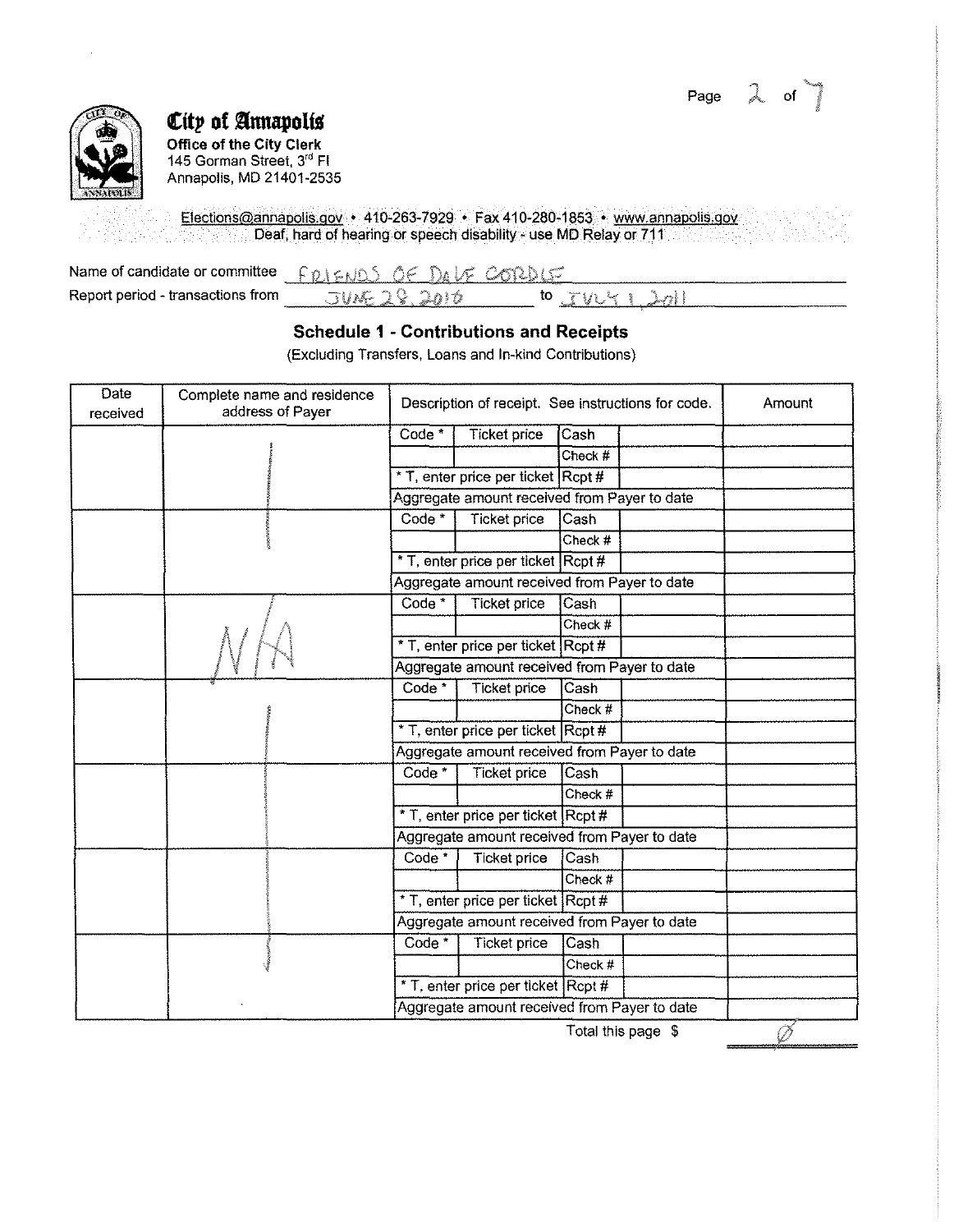## City of Annapolis

**Office of the City Clerk**
145 Gorman Street, 3rd Fl
Annapolis, MD 21401-2535

Elections@annapolis.gov • 410-263-7929 • Fax 410-280-1853 • www.annapolis.gov
Deaf, hard of hearing or speech disability - use MD Relay or 711

Name of candidate or committee: FRIENDS OF DAVE CORDLE

Report period - transactions from: JUNE 28, 2010 to JULY 1, 2011

### Schedule 1 - Contributions and Receipts

(Excluding Transfers, Loans and In-kind Contributions)

| Date received | Complete name and residence address of Payer | Description of receipt. See instructions for code. | | | | Amount |
|---|---|---|---|---|---|---|
| | | Code * | Ticket price | Cash | | |
| | | | | Check # | | |
| | | * T, enter price per ticket | | Rcpt # | | |
| | | Aggregate amount received from Payer to date | | | | |
| | | Code * | Ticket price | Cash | | |
| | | | | Check # | | |
| | | * T, enter price per ticket | | Rcpt # | | |
| | | Aggregate amount received from Payer to date | | | | |
| | N/A | Code * | Ticket price | Cash | | |
| | | | | Check # | | |
| | | * T, enter price per ticket | | Rcpt # | | |
| | | Aggregate amount received from Payer to date | | | | |
| | | Code * | Ticket price | Cash | | |
| | | | | Check # | | |
| | | * T, enter price per ticket | | Rcpt # | | |
| | | Aggregate amount received from Payer to date | | | | |
| | | Code * | Ticket price | Cash | | |
| | | | | Check # | | |
| | | * T, enter price per ticket | | Rcpt # | | |
| | | Aggregate amount received from Payer to date | | | | |
| | | Code * | Ticket price | Cash | | |
| | | | | Check # | | |
| | | * T, enter price per ticket | | Rcpt # | | |
| | | Aggregate amount received from Payer to date | | | | |
| | | Code * | Ticket price | Cash | | |
| | | | | Check # | | |
| | | * T, enter price per ticket | | Rcpt # | | |
| | | Aggregate amount received from Payer to date | | | | |

Total this page $ Ø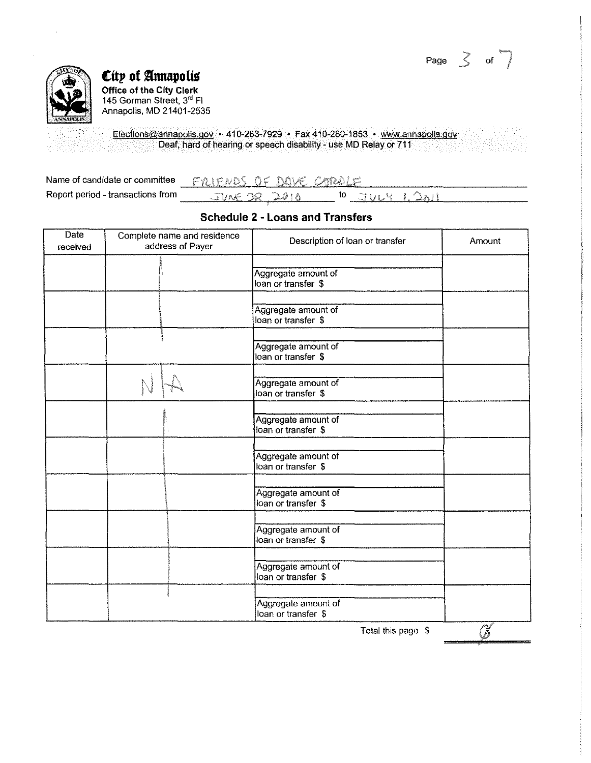**City of Annapolis**
**Office of the City Clerk**
145 Gorman Street, 3rd Fl
Annapolis, MD 21401-2535

Elections@annapolis.gov • 410-263-7929 • Fax 410-280-1853 • www.annapolis.gov
Deaf, hard of hearing or speech disability - use MD Relay or 711

Name of candidate or committee: FRIENDS OF DAVE CORDLE
Report period - transactions from: JUNE 28, 2010 to JULY 1, 2011

## Schedule 2 - Loans and Transfers

| Date received | Complete name and residence address of Payer | Description of loan or transfer | Amount |
|---|---|---|---|
| | | Aggregate amount of loan or transfer $ | |
| | | Aggregate amount of loan or transfer $ | |
| | | Aggregate amount of loan or transfer $ | |
| | N/A | Aggregate amount of loan or transfer $ | |
| | | Aggregate amount of loan or transfer $ | |
| | | Aggregate amount of loan or transfer $ | |
| | | Aggregate amount of loan or transfer $ | |
| | | Aggregate amount of loan or transfer $ | |
| | | Aggregate amount of loan or transfer $ | |
| | | Aggregate amount of loan or transfer $ | |

Total this page $ 0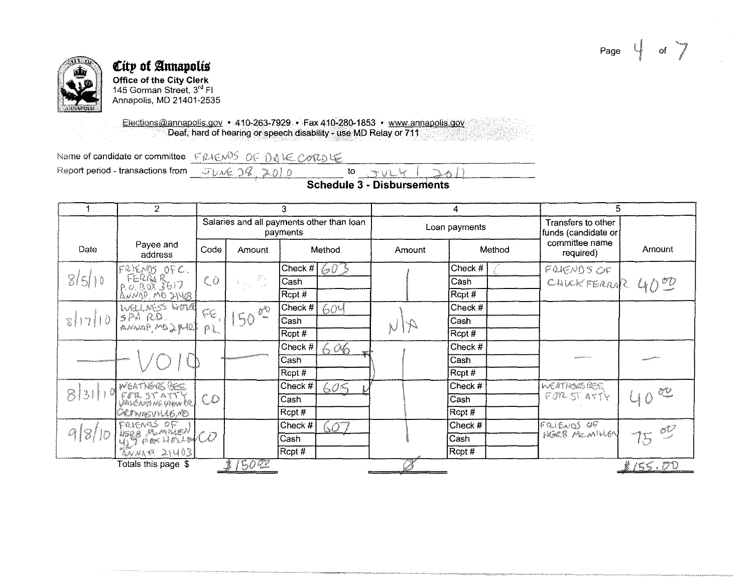**City of Annapolis**
Office of the City Clerk
145 Gorman Street, 3rd Fl
Annapolis, MD 21401-2535

Elections@annapolis.gov • 410-263-7929 • Fax 410-280-1853 • www.annapolis.gov
Deaf, hard of hearing or speech disability - use MD Relay or 711

Name of candidate or committee: FRIENDS OF DOUG CORDLE

Report period - transactions from: JUNE 28, 2010 to JULY 1, 2011

## Schedule 3 - Disbursements

| 1 | 2 | 3 | | | | 4 | | | 5 | |
|---|---|---|---|---|---|---|---|---|---|---|
| | | Salaries and all payments other than loan payments | | | | Loan payments | | | | |
| Date | Payee and address | Code | Amount | Method | | Amount | Method | | Transfers to other funds (candidate or committee name required) | Amount |
| 8/5/10 | FRIENDS OF C. FERRAR P.O. BOX 3617 ANNAP, MD 21403 | CO | | Check # | 603 | | Check # | | FRIENDS OF CHUCK FERRAR | 40.00 |
| | | | | Cash | | | Cash | | | |
| | | | | Rcpt # | | | Rcpt # | | | |
| 8/17/10 | WELLNESS HOUSE SPA RD. ANNAP, MD 21403 | FE, PL | 150.00 | Check # | 604 | N/A | Check # | | | |
| | | | | Cash | | | Cash | | | |
| | | | | Rcpt # | | | Rcpt # | | | |
| — | VOID | | — | Check # | 606 | | Check # | | — | — |
| | | | | Cash | | | Cash | | | |
| | | | | Rcpt # | | | Rcpt # | | | |
| 8/31/10 | WEATHERSBEE FOR ST ATTY VALENTINE VIEW DR. ODENTONSVILLE, MD | CO | | Check # | 605 | | Check # | | WEATHERSBEE FOR ST ATTY | 40.00 |
| | | | | Cash | | | Cash | | | |
| | | | | Rcpt # | | | Rcpt # | | | |
| 9/8/10 | FRIENDS OF HERB McMILLEN 4[?] FOX HOLLOW ANNAP 21403 | CO | | Check # | 607 | | Check # | | FRIENDS OF HERB McMILLEN | 75.00 |
| | | | | Cash | | | Cash | | | |
| | | | | Rcpt # | | | Rcpt # | | | |
| | Totals this page $ | | $150.00 | | | Ø | | | | $155.00 |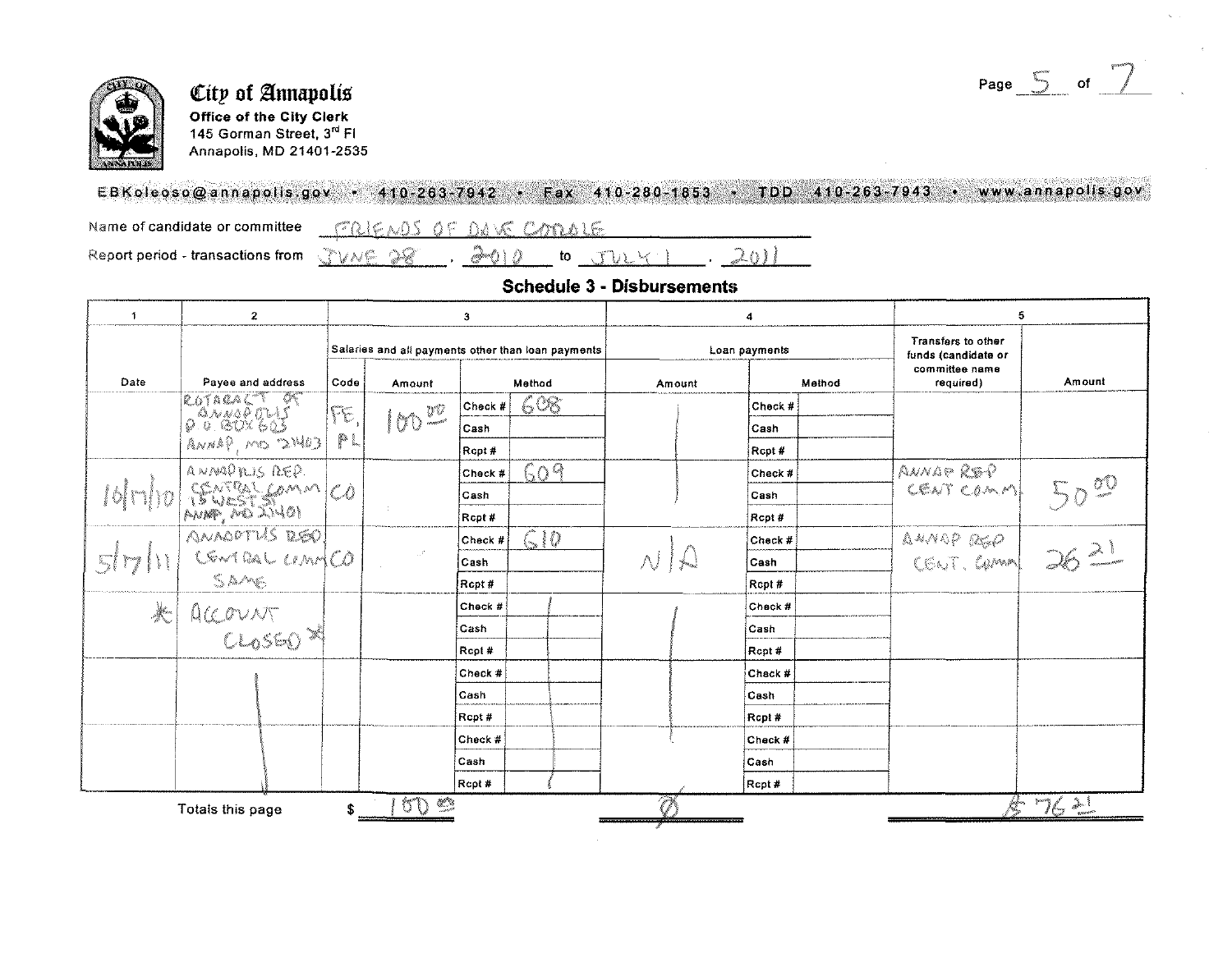# City of Annapolis

**Office of the City Clerk**
145 Gorman Street, 3rd Fl
Annapolis, MD 21401-2535

EBKoleoso@annapolis.gov • 410-263-7942 • Fax 410-280-1853 • TDD 410-263-7943 • www.annapolis.gov

Name of candidate or committee: FRIENDS OF DAVE CORDLE

Report period - transactions from: JUNE 28, 2010 to JULY 1, 2011

## Schedule 3 - Disbursements

| 1 | 2 | 3 | | | 4 | | 5 | |
|---|---|---|---|---|---|---|---|---|
| | | Salaries and all payments other than loan payments | | | Loan payments | | | |
| Date | Payee and address | Code | Amount | Method | Amount | Method | Transfers to other funds (candidate or committee name required) | Amount |
| | ROTARACT OF ANNAPOLIS P O BOX 603 ANNAP, MD 21403 | FE, PL | 100.00 | Check # 608 | | Check # | | |
| 10/17/10 | ANNAPOLIS REP. CENTRAL COMM 15 WEST ST ANNAP, MD 21401 | CO | | Check # 609 | | Check # | ANNAP REP CENT COMM | 50.00 |
| 5/17/11 | ANNAPOLIS REP CENTRAL COMM SAME | CO | | Check # 610 | N/A | Check # | ANNAP REP CENT. COMM | 26.21 |
| | * ACCOUNT CLOSED * | | | | | | | |
| | | | | | | | | |
| | | | | | | | | |
| Totals this page | | | $ 100.00 | | Ø | | | $ 76.21 |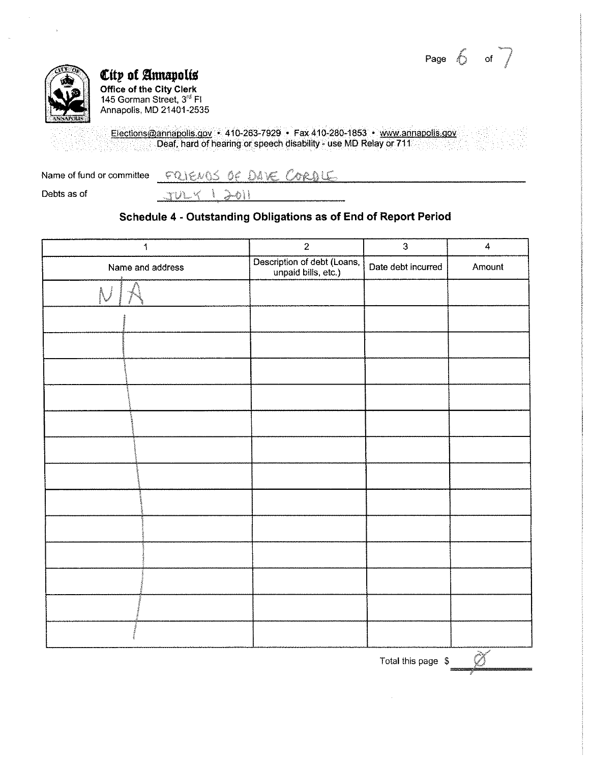**City of Annapolis**
**Office of the City Clerk**
145 Gorman Street, 3rd Fl
Annapolis, MD 21401-2535

Elections@annapolis.gov • 410-263-7929 • Fax 410-280-1853 • www.annapolis.gov
Deaf, hard of hearing or speech disability - use MD Relay or 711

Name of fund or committee FRIENDS OF DAVE CORDLE

Debts as of JULY 1 2011

## Schedule 4 - Outstanding Obligations as of End of Report Period

| 1 | 2 | 3 | 4 |
|---|---|---|---|
| Name and address | Description of debt (Loans, unpaid bills, etc.) | Date debt incurred | Amount |
| N/A | | | |
| | | | |
| | | | |
| | | | |
| | | | |
| | | | |
| | | | |
| | | | |
| | | | |
| | | | |
| | | | |
| | | | |
| | | | |
| | | | |

Total this page $ Ø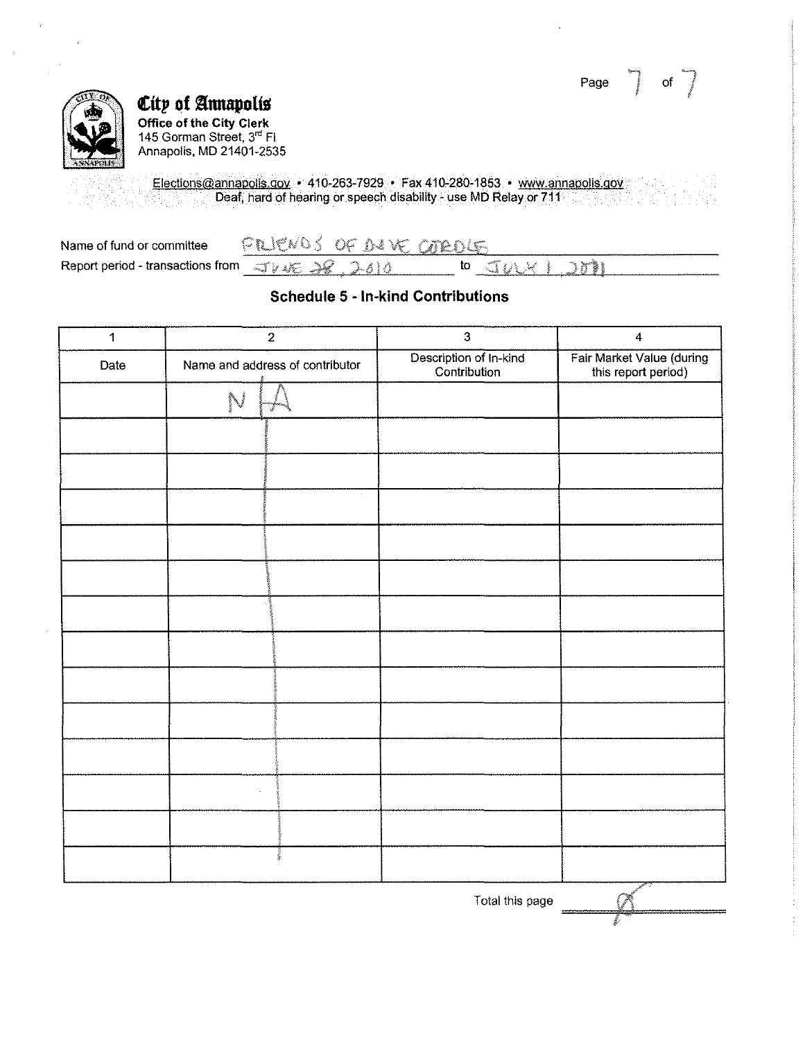**City of Annapolis**
**Office of the City Clerk**
145 Gorman Street, 3rd Fl
Annapolis, MD 21401-2535

Elections@annapolis.gov • 410-263-7929 • Fax 410-280-1853 • www.annapolis.gov
Deaf, hard of hearing or speech disability - use MD Relay or 711

Name of fund or committee: FRIENDS OF DAVE CORDLE

Report period - transactions from: JUNE 28, 2010 to JULY 1, 2011

## Schedule 5 - In-kind Contributions

| 1 | 2 | 3 | 4 |
|---|---|---|---|
| Date | Name and address of contributor | Description of In-kind Contribution | Fair Market Value (during this report period) |
| | N/A | | |
| | | | |
| | | | |
| | | | |
| | | | |
| | | | |
| | | | |
| | | | |
| | | | |
| | | | |
| | | | |
| | | | |
| | | | |
| | | | |

Total this page: Ø